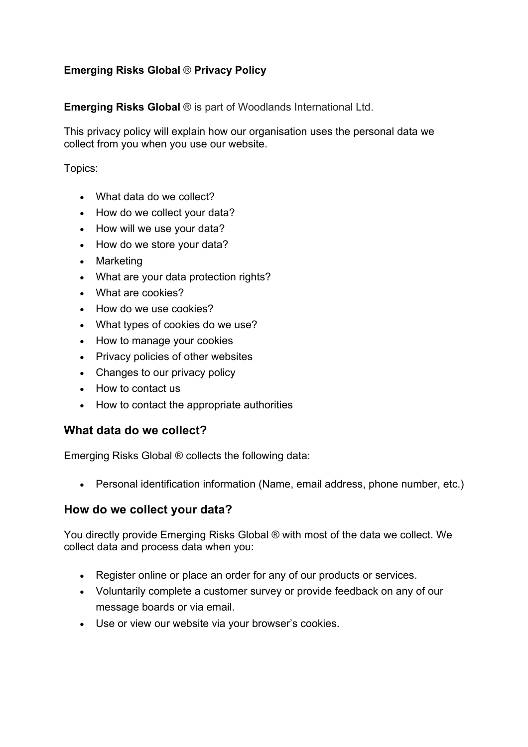**Emerging Risks Global** ® **Privacy Policy**

**Emerging Risks Global** ® is part of Woodlands International Ltd.

This privacy policy will explain how our organisation uses the personal data we collect from you when you use our website.

Topics:

- What data do we collect?
- How do we collect your data?
- How will we use your data?
- How do we store your data?
- Marketing
- What are your data protection rights?
- What are cookies?
- How do we use cookies?
- What types of cookies do we use?
- How to manage your cookies
- Privacy policies of other websites
- Changes to our privacy policy
- How to contact us
- How to contact the appropriate authorities

## What data do we collect?

Emerging Risks Global ® collects the following data:

- Personal identification information (Name, email address, phone number, etc.)

## How do we collect your data?

You directly provide Emerging Risks Global ® with most of the data we collect. We collect data and process data when you:

- Register online or place an order for any of our products or services.
- Voluntarily complete a customer survey or provide feedback on any of our message boards or via email.
- Use or view our website via your browser's cookies.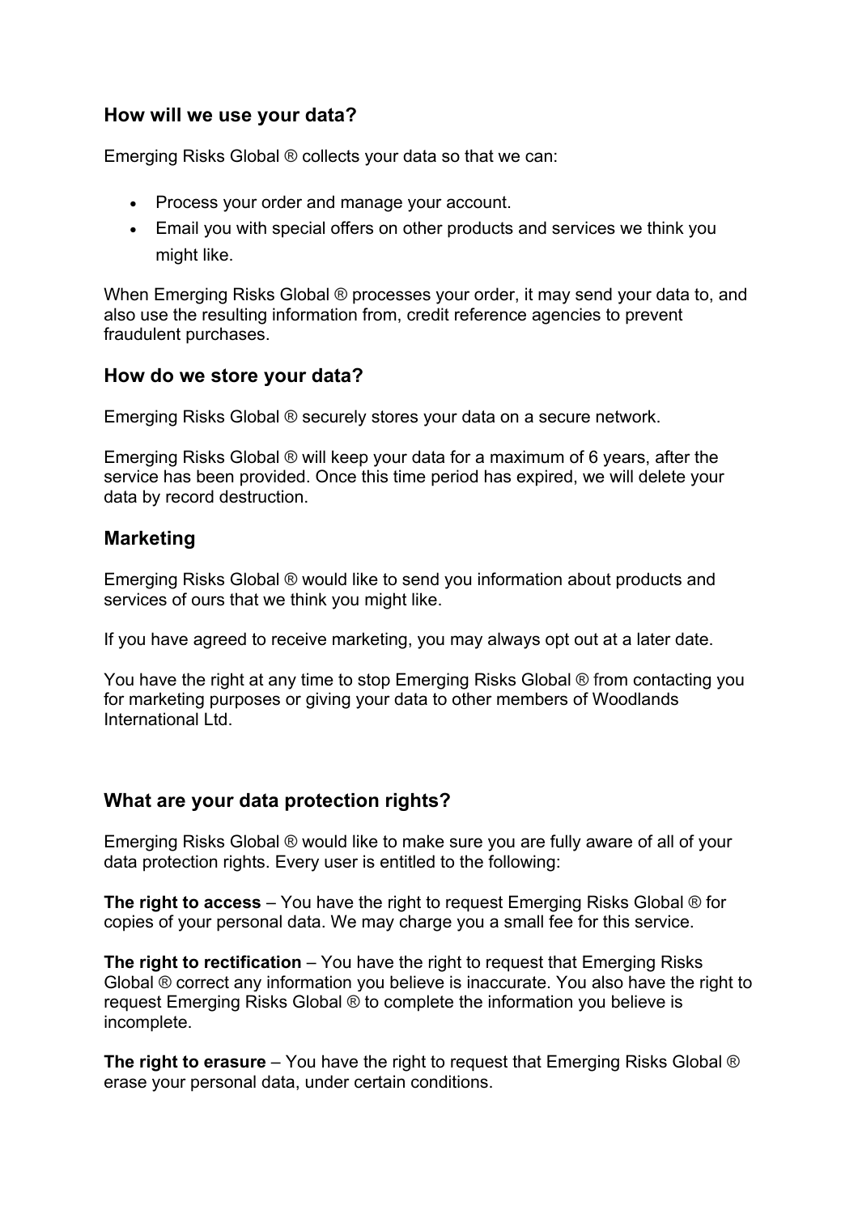## How will we use your data?

Emerging Risks Global ® collects your data so that we can:

- Process your order and manage your account.
- Email you with special offers on other products and services we think you might like.

When Emerging Risks Global ® processes your order, it may send your data to, and also use the resulting information from, credit reference agencies to prevent fraudulent purchases.

## How do we store your data?

Emerging Risks Global ® securely stores your data on a secure network.

Emerging Risks Global ® will keep your data for a maximum of 6 years, after the service has been provided. Once this time period has expired, we will delete your data by record destruction.

## Marketing

Emerging Risks Global ® would like to send you information about products and services of ours that we think you might like.

If you have agreed to receive marketing, you may always opt out at a later date.

You have the right at any time to stop Emerging Risks Global ® from contacting you for marketing purposes or giving your data to other members of Woodlands International Ltd.

## What are your data protection rights?

Emerging Risks Global ® would like to make sure you are fully aware of all of your data protection rights. Every user is entitled to the following:

**The right to access** – You have the right to request Emerging Risks Global ® for copies of your personal data. We may charge you a small fee for this service.

**The right to rectification** – You have the right to request that Emerging Risks Global ® correct any information you believe is inaccurate. You also have the right to request Emerging Risks Global ® to complete the information you believe is incomplete.

**The right to erasure** – You have the right to request that Emerging Risks Global ® erase your personal data, under certain conditions.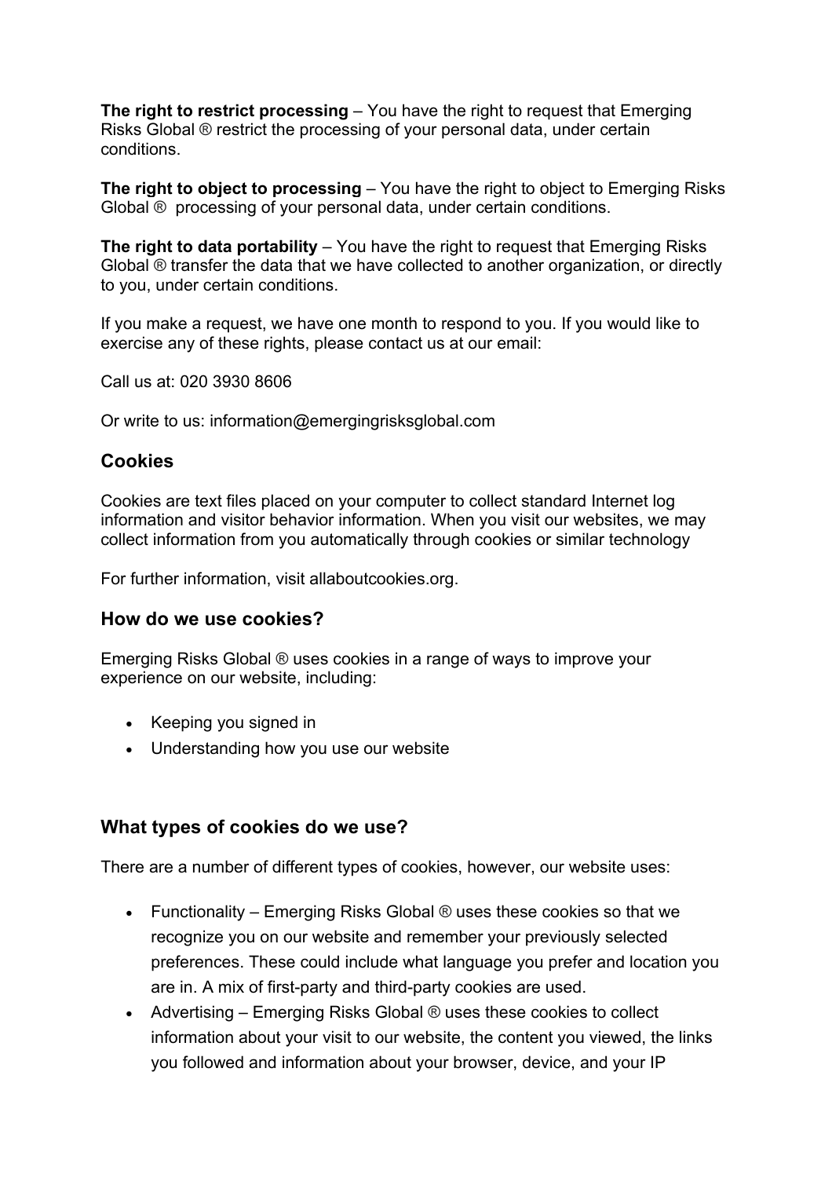**The right to restrict processing** – You have the right to request that Emerging Risks Global ® restrict the processing of your personal data, under certain conditions.

**The right to object to processing** – You have the right to object to Emerging Risks Global ® processing of your personal data, under certain conditions.

**The right to data portability** – You have the right to request that Emerging Risks Global ® transfer the data that we have collected to another organization, or directly to you, under certain conditions.

If you make a request, we have one month to respond to you. If you would like to exercise any of these rights, please contact us at our email:

Call us at: 020 3930 8606

Or write to us: information@emergingrisksglobal.com

## Cookies

Cookies are text files placed on your computer to collect standard Internet log information and visitor behavior information. When you visit our websites, we may collect information from you automatically through cookies or similar technology

For further information, visit allaboutcookies.org.

## How do we use cookies?

Emerging Risks Global ® uses cookies in a range of ways to improve your experience on our website, including:

- Keeping you signed in
- Understanding how you use our website

## What types of cookies do we use?

There are a number of different types of cookies, however, our website uses:

- Functionality – Emerging Risks Global ® uses these cookies so that we recognize you on our website and remember your previously selected preferences. These could include what language you prefer and location you are in. A mix of first-party and third-party cookies are used.
- Advertising – Emerging Risks Global ® uses these cookies to collect information about your visit to our website, the content you viewed, the links you followed and information about your browser, device, and your IP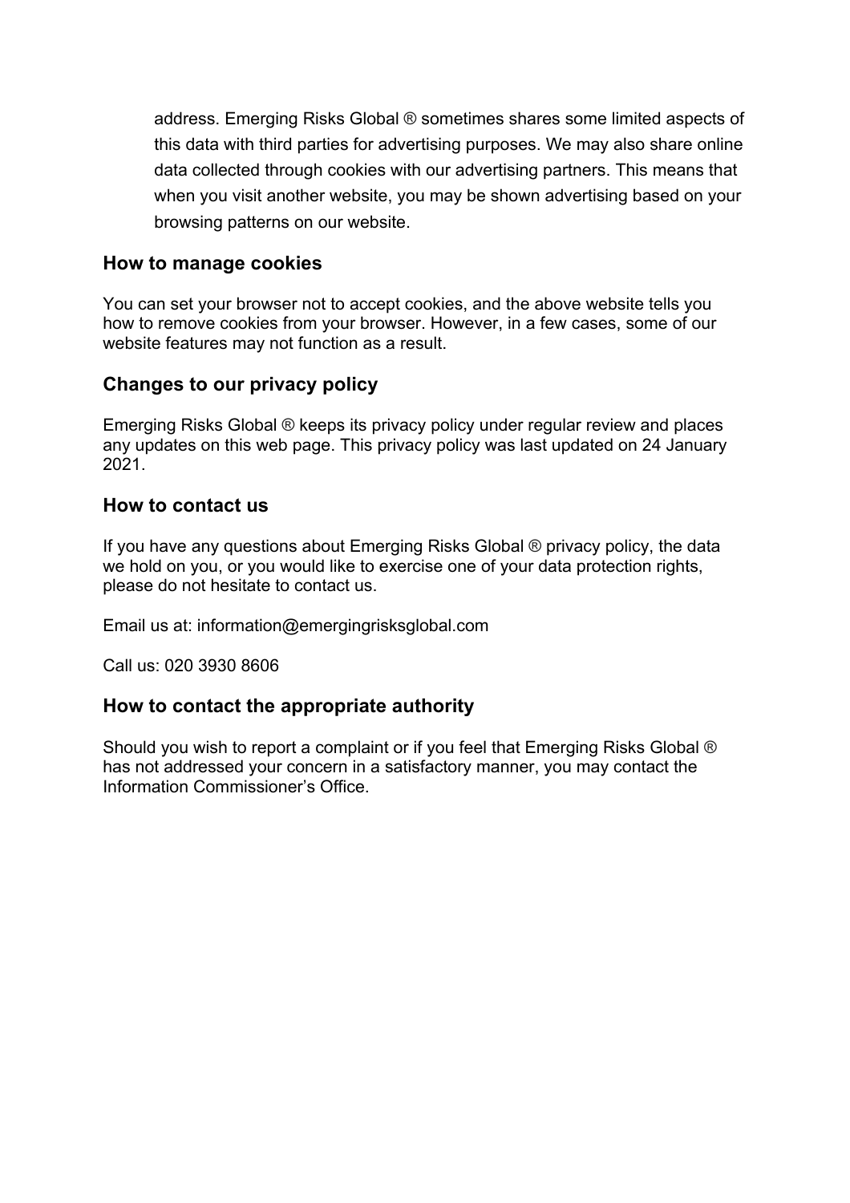address. Emerging Risks Global ® sometimes shares some limited aspects of this data with third parties for advertising purposes. We may also share online data collected through cookies with our advertising partners. This means that when you visit another website, you may be shown advertising based on your browsing patterns on our website.

## How to manage cookies

You can set your browser not to accept cookies, and the above website tells you how to remove cookies from your browser. However, in a few cases, some of our website features may not function as a result.

## Changes to our privacy policy

Emerging Risks Global ® keeps its privacy policy under regular review and places any updates on this web page. This privacy policy was last updated on 24 January 2021.

## How to contact us

If you have any questions about Emerging Risks Global ® privacy policy, the data we hold on you, or you would like to exercise one of your data protection rights, please do not hesitate to contact us.

Email us at: information@emergingrisksglobal.com

Call us: 020 3930 8606

## How to contact the appropriate authority

Should you wish to report a complaint or if you feel that Emerging Risks Global ® has not addressed your concern in a satisfactory manner, you may contact the Information Commissioner's Office.